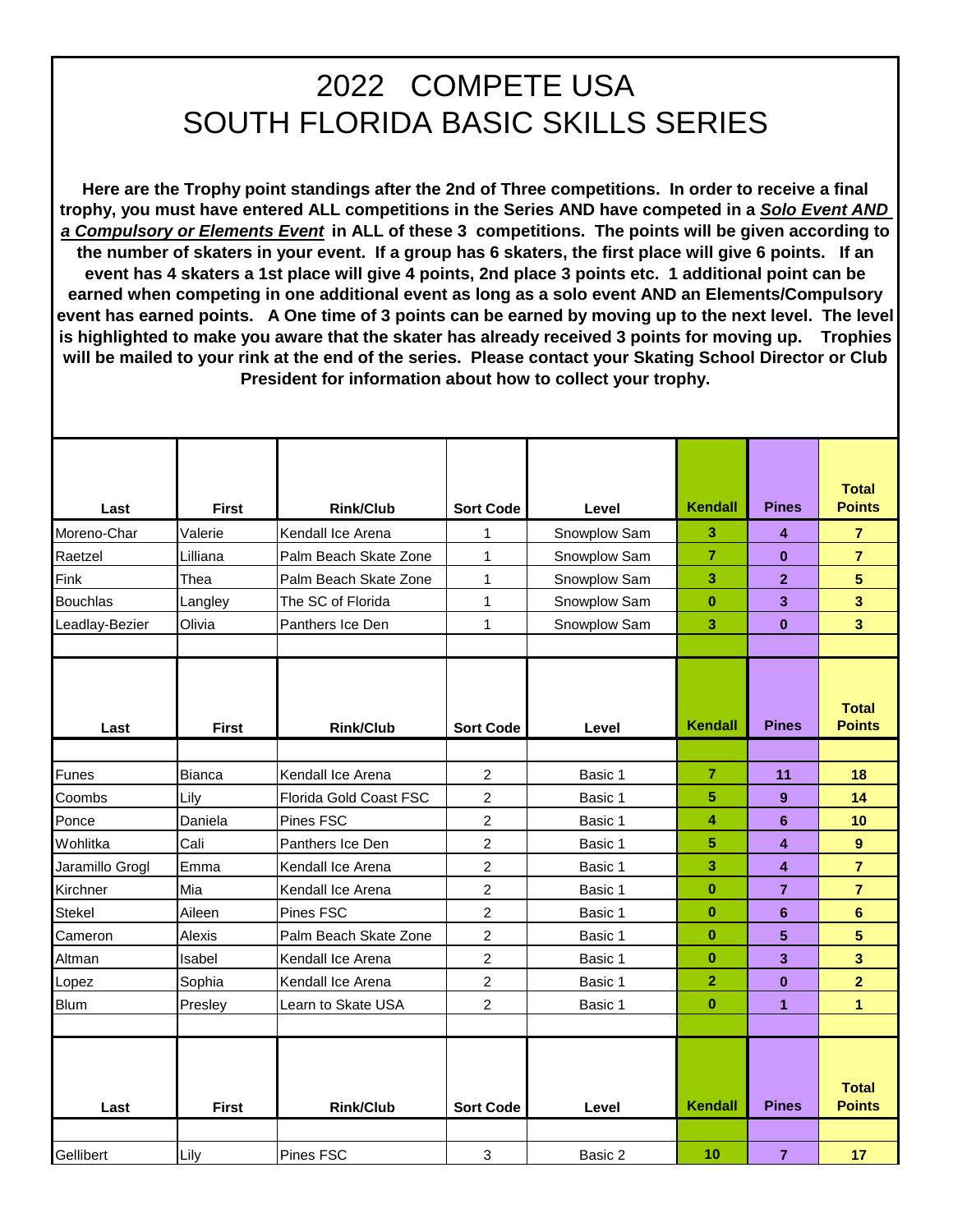# 2022 COMPETE USA
# SOUTH FLORIDA BASIC SKILLS SERIES

**Here are the Trophy point standings after the 2nd of Three competitions. In order to receive a final trophy, you must have entered ALL competitions in the Series AND have competed in a *Solo Event AND a Compulsory or Elements Event* in ALL of these 3 competitions. The points will be given according to the number of skaters in your event. If a group has 6 skaters, the first place will give 6 points. If an event has 4 skaters a 1st place will give 4 points, 2nd place 3 points etc. 1 additional point can be earned when competing in one additional event as long as a solo event AND an Elements/Compulsory event has earned points. A One time of 3 points can be earned by moving up to the next level. The level is highlighted to make you aware that the skater has already received 3 points for moving up. Trophies will be mailed to your rink at the end of the series. Please contact your Skating School Director or Club President for information about how to collect your trophy.**

| Last | First | Rink/Club | Sort Code | Level | Kendall | Pines | Total Points |
|---|---|---|---|---|---|---|---|
| Moreno-Char | Valerie | Kendall Ice Arena | 1 | Snowplow Sam | 3 | 4 | 7 |
| Raetzel | Lilliana | Palm Beach Skate Zone | 1 | Snowplow Sam | 7 | 0 | 7 |
| Fink | Thea | Palm Beach Skate Zone | 1 | Snowplow Sam | 3 | 2 | 5 |
| Bouchlas | Langley | The SC of Florida | 1 | Snowplow Sam | 0 | 3 | 3 |
| Leadlay-Bezier | Olivia | Panthers Ice Den | 1 | Snowplow Sam | 3 | 0 | 3 |

| Last | First | Rink/Club | Sort Code | Level | Kendall | Pines | Total Points |
|---|---|---|---|---|---|---|---|
| Funes | Bianca | Kendall Ice Arena | 2 | Basic 1 | 7 | 11 | 18 |
| Coombs | Lily | Florida Gold Coast FSC | 2 | Basic 1 | 5 | 9 | 14 |
| Ponce | Daniela | Pines FSC | 2 | Basic 1 | 4 | 6 | 10 |
| Wohlitka | Cali | Panthers Ice Den | 2 | Basic 1 | 5 | 4 | 9 |
| Jaramillo Grogl | Emma | Kendall Ice Arena | 2 | Basic 1 | 3 | 4 | 7 |
| Kirchner | Mia | Kendall Ice Arena | 2 | Basic 1 | 0 | 7 | 7 |
| Stekel | Aileen | Pines FSC | 2 | Basic 1 | 0 | 6 | 6 |
| Cameron | Alexis | Palm Beach Skate Zone | 2 | Basic 1 | 0 | 5 | 5 |
| Altman | Isabel | Kendall Ice Arena | 2 | Basic 1 | 0 | 3 | 3 |
| Lopez | Sophia | Kendall Ice Arena | 2 | Basic 1 | 2 | 0 | 2 |
| Blum | Presley | Learn to Skate USA | 2 | Basic 1 | 0 | 1 | 1 |

| Last | First | Rink/Club | Sort Code | Level | Kendall | Pines | Total Points |
|---|---|---|---|---|---|---|---|
| Gellibert | Lily | Pines FSC | 3 | Basic 2 | 10 | 7 | 17 |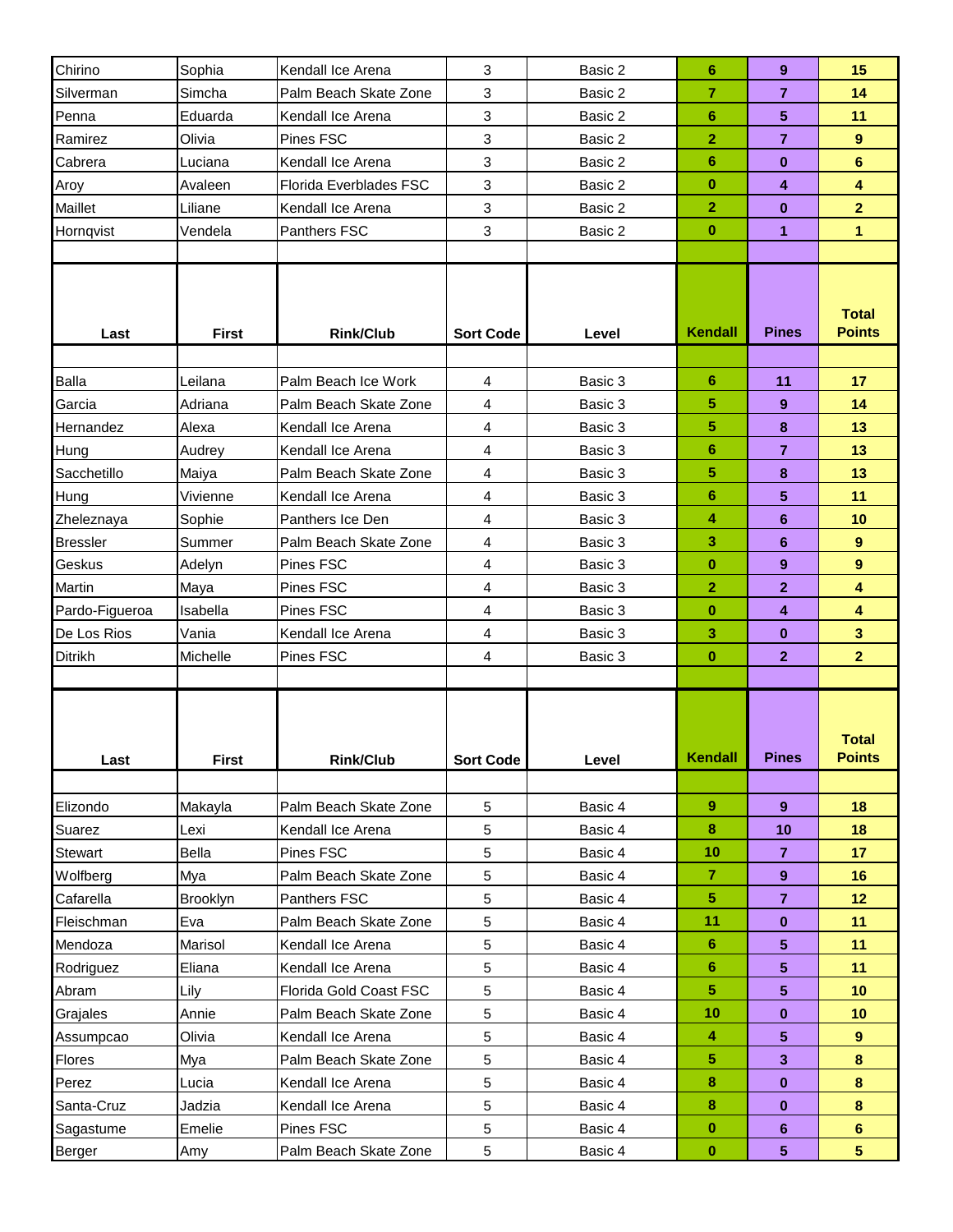| Last | First | Rink/Club | Sort Code | Level | Kendall | Pines | Total Points |
|---|---|---|---|---|---|---|---|
| Chirino | Sophia | Kendall Ice Arena | 3 | Basic 2 | **6** | **9** | **15** |
| Silverman | Simcha | Palm Beach Skate Zone | 3 | Basic 2 | **7** | **7** | **14** |
| Penna | Eduarda | Kendall Ice Arena | 3 | Basic 2 | **6** | **5** | **11** |
| Ramirez | Olivia | Pines FSC | 3 | Basic 2 | **2** | **7** | **9** |
| Cabrera | Luciana | Kendall Ice Arena | 3 | Basic 2 | **6** | **0** | **6** |
| Aroy | Avaleen | Florida Everblades FSC | 3 | Basic 2 | **0** | **4** | **4** |
| Maillet | Liliane | Kendall Ice Arena | 3 | Basic 2 | **2** | **0** | **2** |
| Hornqvist | Vendela | Panthers FSC | 3 | Basic 2 | **0** | **1** | **1** |

| Last | First | Rink/Club | Sort Code | Level | Kendall | Pines | Total Points |
|---|---|---|---|---|---|---|---|
| Balla | Leilana | Palm Beach Ice Work | 4 | Basic 3 | **6** | **11** | **17** |
| Garcia | Adriana | Palm Beach Skate Zone | 4 | Basic 3 | **5** | **9** | **14** |
| Hernandez | Alexa | Kendall Ice Arena | 4 | Basic 3 | **5** | **8** | **13** |
| Hung | Audrey | Kendall Ice Arena | 4 | Basic 3 | **6** | **7** | **13** |
| Sacchetillo | Maiya | Palm Beach Skate Zone | 4 | Basic 3 | **5** | **8** | **13** |
| Hung | Vivienne | Kendall Ice Arena | 4 | Basic 3 | **6** | **5** | **11** |
| Zheleznaya | Sophie | Panthers Ice Den | 4 | Basic 3 | **4** | **6** | **10** |
| Bressler | Summer | Palm Beach Skate Zone | 4 | Basic 3 | **3** | **6** | **9** |
| Geskus | Adelyn | Pines FSC | 4 | Basic 3 | **0** | **9** | **9** |
| Martin | Maya | Pines FSC | 4 | Basic 3 | **2** | **2** | **4** |
| Pardo-Figueroa | Isabella | Pines FSC | 4 | Basic 3 | **0** | **4** | **4** |
| De Los Rios | Vania | Kendall Ice Arena | 4 | Basic 3 | **3** | **0** | **3** |
| Ditrikh | Michelle | Pines FSC | 4 | Basic 3 | **0** | **2** | **2** |

| Last | First | Rink/Club | Sort Code | Level | Kendall | Pines | Total Points |
|---|---|---|---|---|---|---|---|
| Elizondo | Makayla | Palm Beach Skate Zone | 5 | Basic 4 | **9** | **9** | **18** |
| Suarez | Lexi | Kendall Ice Arena | 5 | Basic 4 | **8** | **10** | **18** |
| Stewart | Bella | Pines FSC | 5 | Basic 4 | **10** | **7** | **17** |
| Wolfberg | Mya | Palm Beach Skate Zone | 5 | Basic 4 | **7** | **9** | **16** |
| Cafarella | Brooklyn | Panthers FSC | 5 | Basic 4 | **5** | **7** | **12** |
| Fleischman | Eva | Palm Beach Skate Zone | 5 | Basic 4 | **11** | **0** | **11** |
| Mendoza | Marisol | Kendall Ice Arena | 5 | Basic 4 | **6** | **5** | **11** |
| Rodriguez | Eliana | Kendall Ice Arena | 5 | Basic 4 | **6** | **5** | **11** |
| Abram | Lily | Florida Gold Coast FSC | 5 | Basic 4 | **5** | **5** | **10** |
| Grajales | Annie | Palm Beach Skate Zone | 5 | Basic 4 | **10** | **0** | **10** |
| Assumpcao | Olivia | Kendall Ice Arena | 5 | Basic 4 | **4** | **5** | **9** |
| Flores | Mya | Palm Beach Skate Zone | 5 | Basic 4 | **5** | **3** | **8** |
| Perez | Lucia | Kendall Ice Arena | 5 | Basic 4 | **8** | **0** | **8** |
| Santa-Cruz | Jadzia | Kendall Ice Arena | 5 | Basic 4 | **8** | **0** | **8** |
| Sagastume | Emelie | Pines FSC | 5 | Basic 4 | **0** | **6** | **6** |
| Berger | Amy | Palm Beach Skate Zone | 5 | Basic 4 | **0** | **5** | **5** |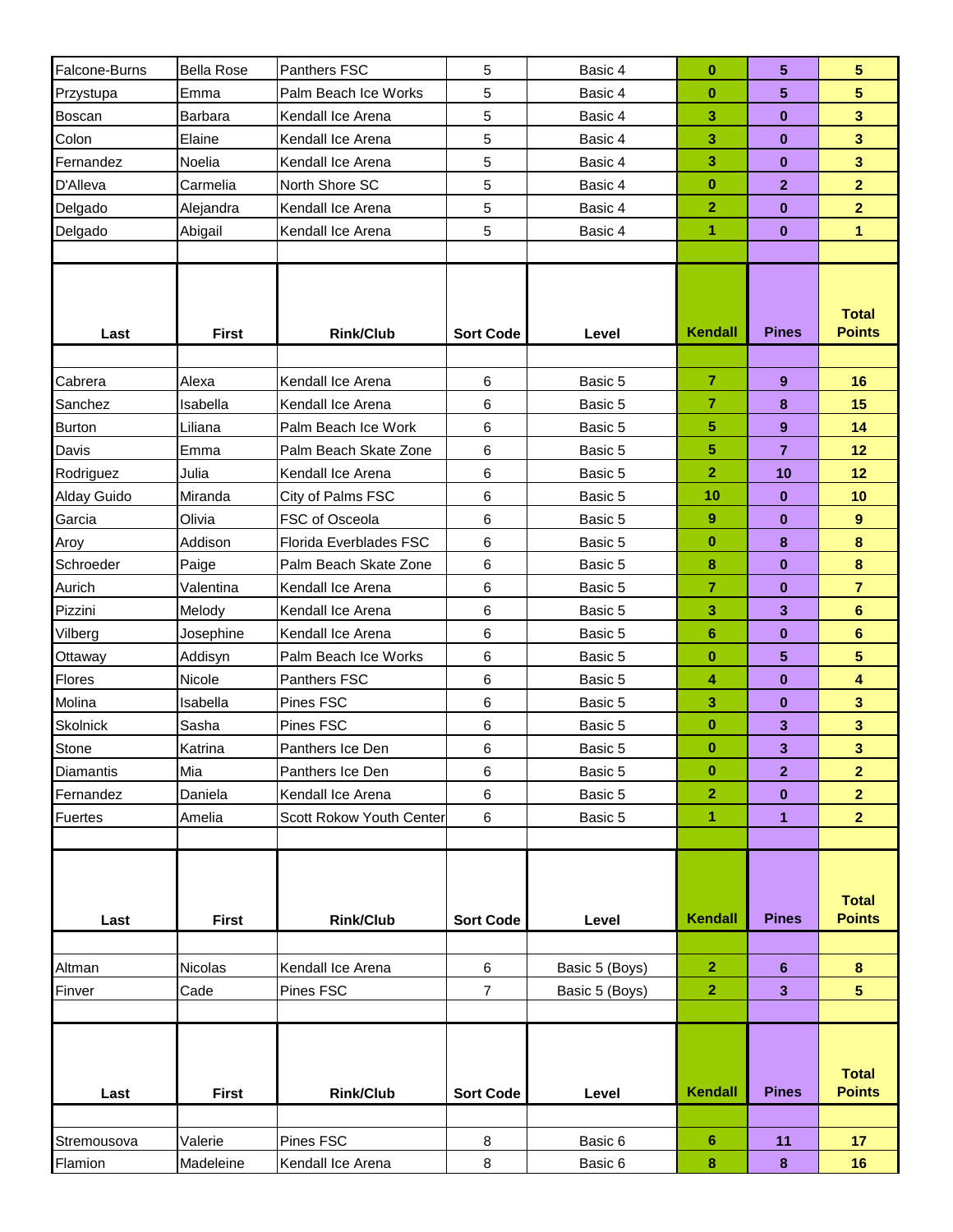| Falcone-Burns | Bella Rose | Panthers FSC | 5 | Basic 4 | 0 | 5 | 5 |
|---|---|---|---|---|---|---|---|
| Przystupa | Emma | Palm Beach Ice Works | 5 | Basic 4 | 0 | 5 | 5 |
| Boscan | Barbara | Kendall Ice Arena | 5 | Basic 4 | 3 | 0 | 3 |
| Colon | Elaine | Kendall Ice Arena | 5 | Basic 4 | 3 | 0 | 3 |
| Fernandez | Noelia | Kendall Ice Arena | 5 | Basic 4 | 3 | 0 | 3 |
| D'Alleva | Carmelia | North Shore SC | 5 | Basic 4 | 0 | 2 | 2 |
| Delgado | Alejandra | Kendall Ice Arena | 5 | Basic 4 | 2 | 0 | 2 |
| Delgado | Abigail | Kendall Ice Arena | 5 | Basic 4 | 1 | 0 | 1 |

| Last | First | Rink/Club | Sort Code | Level | Kendall | Pines | Total Points |
|---|---|---|---|---|---|---|---|
| Cabrera | Alexa | Kendall Ice Arena | 6 | Basic 5 | 7 | 9 | 16 |
| Sanchez | Isabella | Kendall Ice Arena | 6 | Basic 5 | 7 | 8 | 15 |
| Burton | Liliana | Palm Beach Ice Work | 6 | Basic 5 | 5 | 9 | 14 |
| Davis | Emma | Palm Beach Skate Zone | 6 | Basic 5 | 5 | 7 | 12 |
| Rodriguez | Julia | Kendall Ice Arena | 6 | Basic 5 | 2 | 10 | 12 |
| Alday Guido | Miranda | City of Palms FSC | 6 | Basic 5 | 10 | 0 | 10 |
| Garcia | Olivia | FSC of Osceola | 6 | Basic 5 | 9 | 0 | 9 |
| Aroy | Addison | Florida Everblades FSC | 6 | Basic 5 | 0 | 8 | 8 |
| Schroeder | Paige | Palm Beach Skate Zone | 6 | Basic 5 | 8 | 0 | 8 |
| Aurich | Valentina | Kendall Ice Arena | 6 | Basic 5 | 7 | 0 | 7 |
| Pizzini | Melody | Kendall Ice Arena | 6 | Basic 5 | 3 | 3 | 6 |
| Vilberg | Josephine | Kendall Ice Arena | 6 | Basic 5 | 6 | 0 | 6 |
| Ottaway | Addisyn | Palm Beach Ice Works | 6 | Basic 5 | 0 | 5 | 5 |
| Flores | Nicole | Panthers FSC | 6 | Basic 5 | 4 | 0 | 4 |
| Molina | Isabella | Pines FSC | 6 | Basic 5 | 3 | 0 | 3 |
| Skolnick | Sasha | Pines FSC | 6 | Basic 5 | 0 | 3 | 3 |
| Stone | Katrina | Panthers Ice Den | 6 | Basic 5 | 0 | 3 | 3 |
| Diamantis | Mia | Panthers Ice Den | 6 | Basic 5 | 0 | 2 | 2 |
| Fernandez | Daniela | Kendall Ice Arena | 6 | Basic 5 | 2 | 0 | 2 |
| Fuertes | Amelia | Scott Rokow Youth Center | 6 | Basic 5 | 1 | 1 | 2 |

| Last | First | Rink/Club | Sort Code | Level | Kendall | Pines | Total Points |
|---|---|---|---|---|---|---|---|
| Altman | Nicolas | Kendall Ice Arena | 6 | Basic 5 (Boys) | 2 | 6 | 8 |
| Finver | Cade | Pines FSC | 7 | Basic 5 (Boys) | 2 | 3 | 5 |

| Last | First | Rink/Club | Sort Code | Level | Kendall | Pines | Total Points |
|---|---|---|---|---|---|---|---|
| Stremousova | Valerie | Pines FSC | 8 | Basic 6 | 6 | 11 | 17 |
| Flamion | Madeleine | Kendall Ice Arena | 8 | Basic 6 | 8 | 8 | 16 |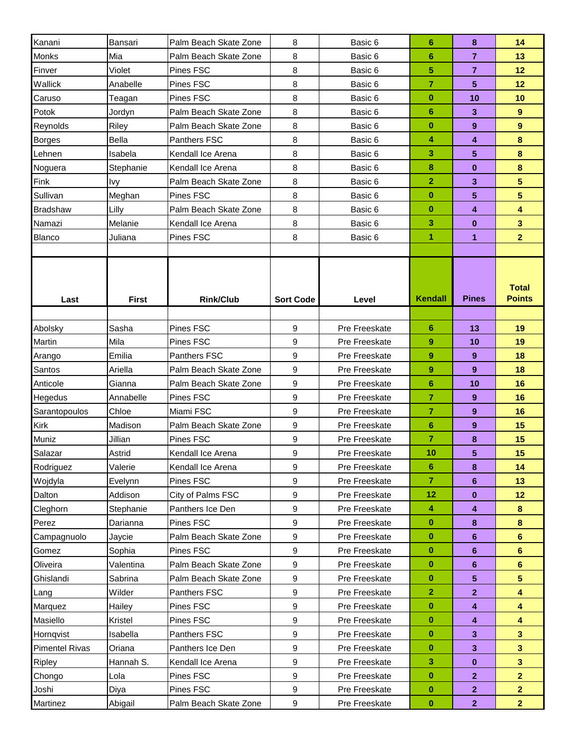| Kanani | Bansari | Palm Beach Skate Zone | 8 | Basic 6 | 6 | 8 | 14 |
|---|---|---|---|---|---|---|---|
| Monks | Mia | Palm Beach Skate Zone | 8 | Basic 6 | 6 | 7 | 13 |
| Finver | Violet | Pines FSC | 8 | Basic 6 | 5 | 7 | 12 |
| Wallick | Anabelle | Pines FSC | 8 | Basic 6 | 7 | 5 | 12 |
| Caruso | Teagan | Pines FSC | 8 | Basic 6 | 0 | 10 | 10 |
| Potok | Jordyn | Palm Beach Skate Zone | 8 | Basic 6 | 6 | 3 | 9 |
| Reynolds | Riley | Palm Beach Skate Zone | 8 | Basic 6 | 0 | 9 | 9 |
| Borges | Bella | Panthers FSC | 8 | Basic 6 | 4 | 4 | 8 |
| Lehnen | Isabela | Kendall Ice Arena | 8 | Basic 6 | 3 | 5 | 8 |
| Noguera | Stephanie | Kendall Ice Arena | 8 | Basic 6 | 8 | 0 | 8 |
| Fink | Ivy | Palm Beach Skate Zone | 8 | Basic 6 | 2 | 3 | 5 |
| Sullivan | Meghan | Pines FSC | 8 | Basic 6 | 0 | 5 | 5 |
| Bradshaw | Lilly | Palm Beach Skate Zone | 8 | Basic 6 | 0 | 4 | 4 |
| Namazi | Melanie | Kendall Ice Arena | 8 | Basic 6 | 3 | 0 | 3 |
| Blanco | Juliana | Pines FSC | 8 | Basic 6 | 1 | 1 | 2 |

| Last | First | Rink/Club | Sort Code | Level | Kendall | Pines | Total Points |
|---|---|---|---|---|---|---|---|
| Abolsky | Sasha | Pines FSC | 9 | Pre Freeskate | 6 | 13 | 19 |
| Martin | Mila | Pines FSC | 9 | Pre Freeskate | 9 | 10 | 19 |
| Arango | Emilia | Panthers FSC | 9 | Pre Freeskate | 9 | 9 | 18 |
| Santos | Ariella | Palm Beach Skate Zone | 9 | Pre Freeskate | 9 | 9 | 18 |
| Anticole | Gianna | Palm Beach Skate Zone | 9 | Pre Freeskate | 6 | 10 | 16 |
| Hegedus | Annabelle | Pines FSC | 9 | Pre Freeskate | 7 | 9 | 16 |
| Sarantopoulos | Chloe | Miami FSC | 9 | Pre Freeskate | 7 | 9 | 16 |
| Kirk | Madison | Palm Beach Skate Zone | 9 | Pre Freeskate | 6 | 9 | 15 |
| Muniz | Jillian | Pines FSC | 9 | Pre Freeskate | 7 | 8 | 15 |
| Salazar | Astrid | Kendall Ice Arena | 9 | Pre Freeskate | 10 | 5 | 15 |
| Rodriguez | Valerie | Kendall Ice Arena | 9 | Pre Freeskate | 6 | 8 | 14 |
| Wojdyla | Evelynn | Pines FSC | 9 | Pre Freeskate | 7 | 6 | 13 |
| Dalton | Addison | City of Palms FSC | 9 | Pre Freeskate | 12 | 0 | 12 |
| Cleghorn | Stephanie | Panthers Ice Den | 9 | Pre Freeskate | 4 | 4 | 8 |
| Perez | Darianna | Pines FSC | 9 | Pre Freeskate | 0 | 8 | 8 |
| Campagnuolo | Jaycie | Palm Beach Skate Zone | 9 | Pre Freeskate | 0 | 6 | 6 |
| Gomez | Sophia | Pines FSC | 9 | Pre Freeskate | 0 | 6 | 6 |
| Oliveira | Valentina | Palm Beach Skate Zone | 9 | Pre Freeskate | 0 | 6 | 6 |
| Ghislandi | Sabrina | Palm Beach Skate Zone | 9 | Pre Freeskate | 0 | 5 | 5 |
| Lang | Wilder | Panthers FSC | 9 | Pre Freeskate | 2 | 2 | 4 |
| Marquez | Hailey | Pines FSC | 9 | Pre Freeskate | 0 | 4 | 4 |
| Masiello | Kristel | Pines FSC | 9 | Pre Freeskate | 0 | 4 | 4 |
| Hornqvist | Isabella | Panthers FSC | 9 | Pre Freeskate | 0 | 3 | 3 |
| Pimentel Rivas | Oriana | Panthers Ice Den | 9 | Pre Freeskate | 0 | 3 | 3 |
| Ripley | Hannah S. | Kendall Ice Arena | 9 | Pre Freeskate | 3 | 0 | 3 |
| Chongo | Lola | Pines FSC | 9 | Pre Freeskate | 0 | 2 | 2 |
| Joshi | Diya | Pines FSC | 9 | Pre Freeskate | 0 | 2 | 2 |
| Martinez | Abigail | Palm Beach Skate Zone | 9 | Pre Freeskate | 0 | 2 | 2 |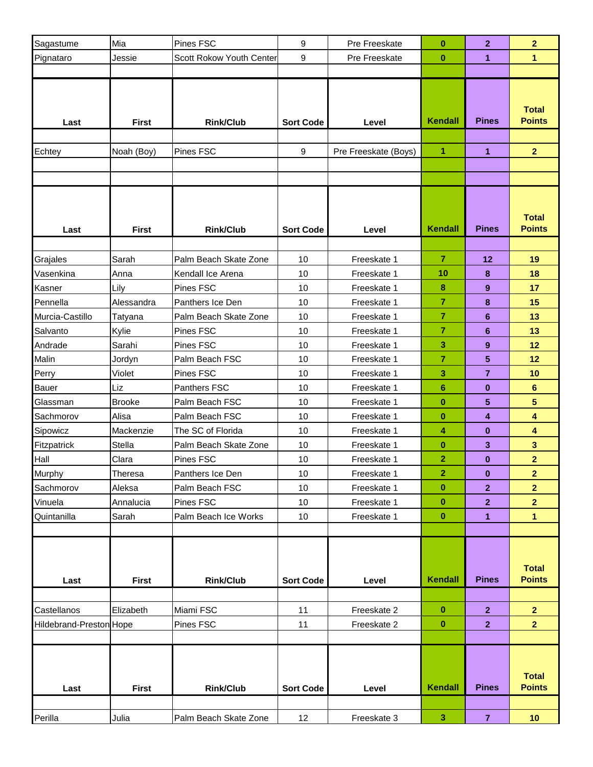| Last | First | Rink/Club | Sort Code | Level | Kendall | Pines | Total Points |
|---|---|---|---|---|---|---|---|
| Sagastume | Mia | Pines FSC | 9 | Pre Freeskate | 0 | 2 | 2 |
| Pignataro | Jessie | Scott Rokow Youth Center | 9 | Pre Freeskate | 0 | 1 | 1 |

| Last | First | Rink/Club | Sort Code | Level | Kendall | Pines | Total Points |
|---|---|---|---|---|---|---|---|
| Echtey | Noah (Boy) | Pines FSC | 9 | Pre Freeskate (Boys) | 1 | 1 | 2 |

| Last | First | Rink/Club | Sort Code | Level | Kendall | Pines | Total Points |
|---|---|---|---|---|---|---|---|
| Grajales | Sarah | Palm Beach Skate Zone | 10 | Freeskate 1 | 7 | 12 | 19 |
| Vasenkina | Anna | Kendall Ice Arena | 10 | Freeskate 1 | 10 | 8 | 18 |
| Kasner | Lily | Pines FSC | 10 | Freeskate 1 | 8 | 9 | 17 |
| Pennella | Alessandra | Panthers Ice Den | 10 | Freeskate 1 | 7 | 8 | 15 |
| Murcia-Castillo | Tatyana | Palm Beach Skate Zone | 10 | Freeskate 1 | 7 | 6 | 13 |
| Salvanto | Kylie | Pines FSC | 10 | Freeskate 1 | 7 | 6 | 13 |
| Andrade | Sarahi | Pines FSC | 10 | Freeskate 1 | 3 | 9 | 12 |
| Malin | Jordyn | Palm Beach FSC | 10 | Freeskate 1 | 7 | 5 | 12 |
| Perry | Violet | Pines FSC | 10 | Freeskate 1 | 3 | 7 | 10 |
| Bauer | Liz | Panthers FSC | 10 | Freeskate 1 | 6 | 0 | 6 |
| Glassman | Brooke | Palm Beach FSC | 10 | Freeskate 1 | 0 | 5 | 5 |
| Sachmorov | Alisa | Palm Beach FSC | 10 | Freeskate 1 | 0 | 4 | 4 |
| Sipowicz | Mackenzie | The SC of Florida | 10 | Freeskate 1 | 4 | 0 | 4 |
| Fitzpatrick | Stella | Palm Beach Skate Zone | 10 | Freeskate 1 | 0 | 3 | 3 |
| Hall | Clara | Pines FSC | 10 | Freeskate 1 | 2 | 0 | 2 |
| Murphy | Theresa | Panthers Ice Den | 10 | Freeskate 1 | 2 | 0 | 2 |
| Sachmorov | Aleksa | Palm Beach FSC | 10 | Freeskate 1 | 0 | 2 | 2 |
| Vinuela | Annalucia | Pines FSC | 10 | Freeskate 1 | 0 | 2 | 2 |
| Quintanilla | Sarah | Palm Beach Ice Works | 10 | Freeskate 1 | 0 | 1 | 1 |

| Last | First | Rink/Club | Sort Code | Level | Kendall | Pines | Total Points |
|---|---|---|---|---|---|---|---|
| Castellanos | Elizabeth | Miami FSC | 11 | Freeskate 2 | 0 | 2 | 2 |
| Hildebrand-Preston | Hope | Pines FSC | 11 | Freeskate 2 | 0 | 2 | 2 |

| Last | First | Rink/Club | Sort Code | Level | Kendall | Pines | Total Points |
|---|---|---|---|---|---|---|---|
| Perilla | Julia | Palm Beach Skate Zone | 12 | Freeskate 3 | 3 | 7 | 10 |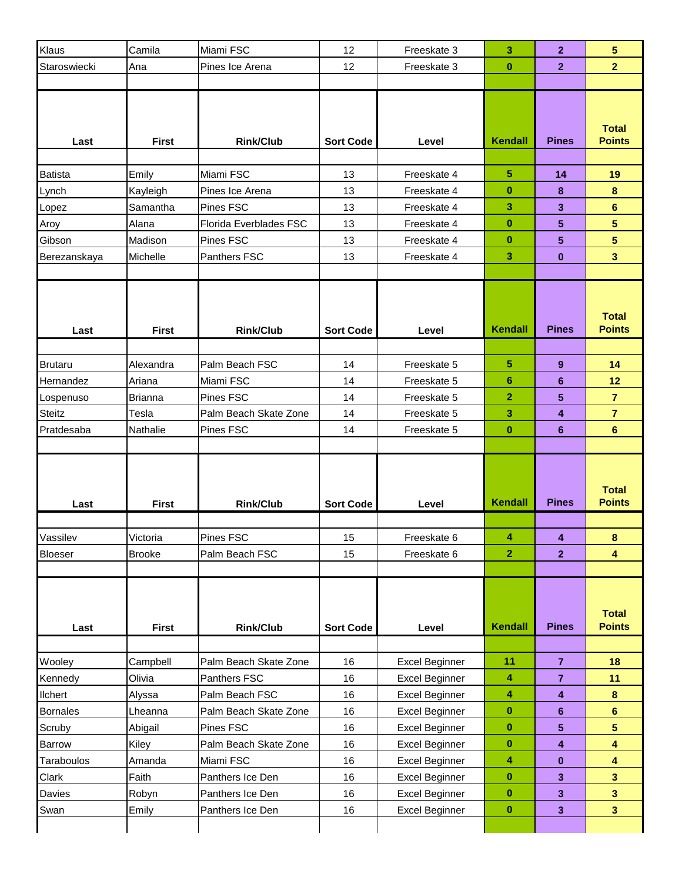| Last | First | Rink/Club | Sort Code | Level | Kendall | Pines | Total Points |
|---|---|---|---|---|---|---|---|
| Klaus | Camila | Miami FSC | 12 | Freeskate 3 | 3 | 2 | 5 |
| Staroswiecki | Ana | Pines Ice Arena | 12 | Freeskate 3 | 0 | 2 | 2 |

| Last | First | Rink/Club | Sort Code | Level | Kendall | Pines | Total Points |
|---|---|---|---|---|---|---|---|
| Batista | Emily | Miami FSC | 13 | Freeskate 4 | 5 | 14 | 19 |
| Lynch | Kayleigh | Pines Ice Arena | 13 | Freeskate 4 | 0 | 8 | 8 |
| Lopez | Samantha | Pines FSC | 13 | Freeskate 4 | 3 | 3 | 6 |
| Aroy | Alana | Florida Everblades FSC | 13 | Freeskate 4 | 0 | 5 | 5 |
| Gibson | Madison | Pines FSC | 13 | Freeskate 4 | 0 | 5 | 5 |
| Berezanskaya | Michelle | Panthers FSC | 13 | Freeskate 4 | 3 | 0 | 3 |

| Last | First | Rink/Club | Sort Code | Level | Kendall | Pines | Total Points |
|---|---|---|---|---|---|---|---|
| Brutaru | Alexandra | Palm Beach FSC | 14 | Freeskate 5 | 5 | 9 | 14 |
| Hernandez | Ariana | Miami FSC | 14 | Freeskate 5 | 6 | 6 | 12 |
| Lospenuso | Brianna | Pines FSC | 14 | Freeskate 5 | 2 | 5 | 7 |
| Steitz | Tesla | Palm Beach Skate Zone | 14 | Freeskate 5 | 3 | 4 | 7 |
| Pratdesaba | Nathalie | Pines FSC | 14 | Freeskate 5 | 0 | 6 | 6 |

| Last | First | Rink/Club | Sort Code | Level | Kendall | Pines | Total Points |
|---|---|---|---|---|---|---|---|
| Vassilev | Victoria | Pines FSC | 15 | Freeskate 6 | 4 | 4 | 8 |
| Bloeser | Brooke | Palm Beach FSC | 15 | Freeskate 6 | 2 | 2 | 4 |

| Last | First | Rink/Club | Sort Code | Level | Kendall | Pines | Total Points |
|---|---|---|---|---|---|---|---|
| Wooley | Campbell | Palm Beach Skate Zone | 16 | Excel Beginner | 11 | 7 | 18 |
| Kennedy | Olivia | Panthers FSC | 16 | Excel Beginner | 4 | 7 | 11 |
| Ilchert | Alyssa | Palm Beach FSC | 16 | Excel Beginner | 4 | 4 | 8 |
| Bornales | Lheanna | Palm Beach Skate Zone | 16 | Excel Beginner | 0 | 6 | 6 |
| Scruby | Abigail | Pines FSC | 16 | Excel Beginner | 0 | 5 | 5 |
| Barrow | Kiley | Palm Beach Skate Zone | 16 | Excel Beginner | 0 | 4 | 4 |
| Taraboulos | Amanda | Miami FSC | 16 | Excel Beginner | 4 | 0 | 4 |
| Clark | Faith | Panthers Ice Den | 16 | Excel Beginner | 0 | 3 | 3 |
| Davies | Robyn | Panthers Ice Den | 16 | Excel Beginner | 0 | 3 | 3 |
| Swan | Emily | Panthers Ice Den | 16 | Excel Beginner | 0 | 3 | 3 |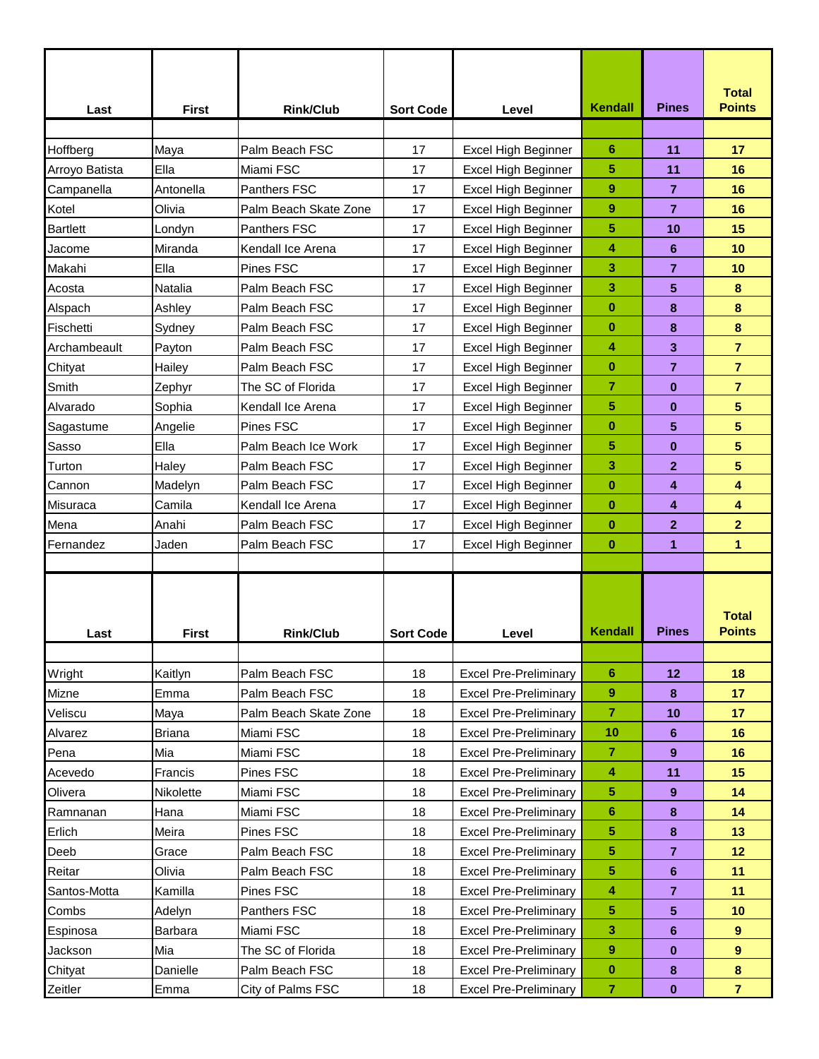| Last | First | Rink/Club | Sort Code | Level | Kendall | Pines | Total Points |
|---|---|---|---|---|---|---|---|
| Hoffberg | Maya | Palm Beach FSC | 17 | Excel High Beginner | 6 | 11 | 17 |
| Arroyo Batista | Ella | Miami FSC | 17 | Excel High Beginner | 5 | 11 | 16 |
| Campanella | Antonella | Panthers FSC | 17 | Excel High Beginner | 9 | 7 | 16 |
| Kotel | Olivia | Palm Beach Skate Zone | 17 | Excel High Beginner | 9 | 7 | 16 |
| Bartlett | Londyn | Panthers FSC | 17 | Excel High Beginner | 5 | 10 | 15 |
| Jacome | Miranda | Kendall Ice Arena | 17 | Excel High Beginner | 4 | 6 | 10 |
| Makahi | Ella | Pines FSC | 17 | Excel High Beginner | 3 | 7 | 10 |
| Acosta | Natalia | Palm Beach FSC | 17 | Excel High Beginner | 3 | 5 | 8 |
| Alspach | Ashley | Palm Beach FSC | 17 | Excel High Beginner | 0 | 8 | 8 |
| Fischetti | Sydney | Palm Beach FSC | 17 | Excel High Beginner | 0 | 8 | 8 |
| Archambeault | Payton | Palm Beach FSC | 17 | Excel High Beginner | 4 | 3 | 7 |
| Chityat | Hailey | Palm Beach FSC | 17 | Excel High Beginner | 0 | 7 | 7 |
| Smith | Zephyr | The SC of Florida | 17 | Excel High Beginner | 7 | 0 | 7 |
| Alvarado | Sophia | Kendall Ice Arena | 17 | Excel High Beginner | 5 | 0 | 5 |
| Sagastume | Angelie | Pines FSC | 17 | Excel High Beginner | 0 | 5 | 5 |
| Sasso | Ella | Palm Beach Ice Work | 17 | Excel High Beginner | 5 | 0 | 5 |
| Turton | Haley | Palm Beach FSC | 17 | Excel High Beginner | 3 | 2 | 5 |
| Cannon | Madelyn | Palm Beach FSC | 17 | Excel High Beginner | 0 | 4 | 4 |
| Misuraca | Camila | Kendall Ice Arena | 17 | Excel High Beginner | 0 | 4 | 4 |
| Mena | Anahi | Palm Beach FSC | 17 | Excel High Beginner | 0 | 2 | 2 |
| Fernandez | Jaden | Palm Beach FSC | 17 | Excel High Beginner | 0 | 1 | 1 |

| Last | First | Rink/Club | Sort Code | Level | Kendall | Pines | Total Points |
|---|---|---|---|---|---|---|---|
| Wright | Kaitlyn | Palm Beach FSC | 18 | Excel Pre-Preliminary | 6 | 12 | 18 |
| Mizne | Emma | Palm Beach FSC | 18 | Excel Pre-Preliminary | 9 | 8 | 17 |
| Veliscu | Maya | Palm Beach Skate Zone | 18 | Excel Pre-Preliminary | 7 | 10 | 17 |
| Alvarez | Briana | Miami FSC | 18 | Excel Pre-Preliminary | 10 | 6 | 16 |
| Pena | Mia | Miami FSC | 18 | Excel Pre-Preliminary | 7 | 9 | 16 |
| Acevedo | Francis | Pines FSC | 18 | Excel Pre-Preliminary | 4 | 11 | 15 |
| Olivera | Nikolette | Miami FSC | 18 | Excel Pre-Preliminary | 5 | 9 | 14 |
| Ramnanan | Hana | Miami FSC | 18 | Excel Pre-Preliminary | 6 | 8 | 14 |
| Erlich | Meira | Pines FSC | 18 | Excel Pre-Preliminary | 5 | 8 | 13 |
| Deeb | Grace | Palm Beach FSC | 18 | Excel Pre-Preliminary | 5 | 7 | 12 |
| Reitar | Olivia | Palm Beach FSC | 18 | Excel Pre-Preliminary | 5 | 6 | 11 |
| Santos-Motta | Kamilla | Pines FSC | 18 | Excel Pre-Preliminary | 4 | 7 | 11 |
| Combs | Adelyn | Panthers FSC | 18 | Excel Pre-Preliminary | 5 | 5 | 10 |
| Espinosa | Barbara | Miami FSC | 18 | Excel Pre-Preliminary | 3 | 6 | 9 |
| Jackson | Mia | The SC of Florida | 18 | Excel Pre-Preliminary | 9 | 0 | 9 |
| Chityat | Danielle | Palm Beach FSC | 18 | Excel Pre-Preliminary | 0 | 8 | 8 |
| Zeitler | Emma | City of Palms FSC | 18 | Excel Pre-Preliminary | 7 | 0 | 7 |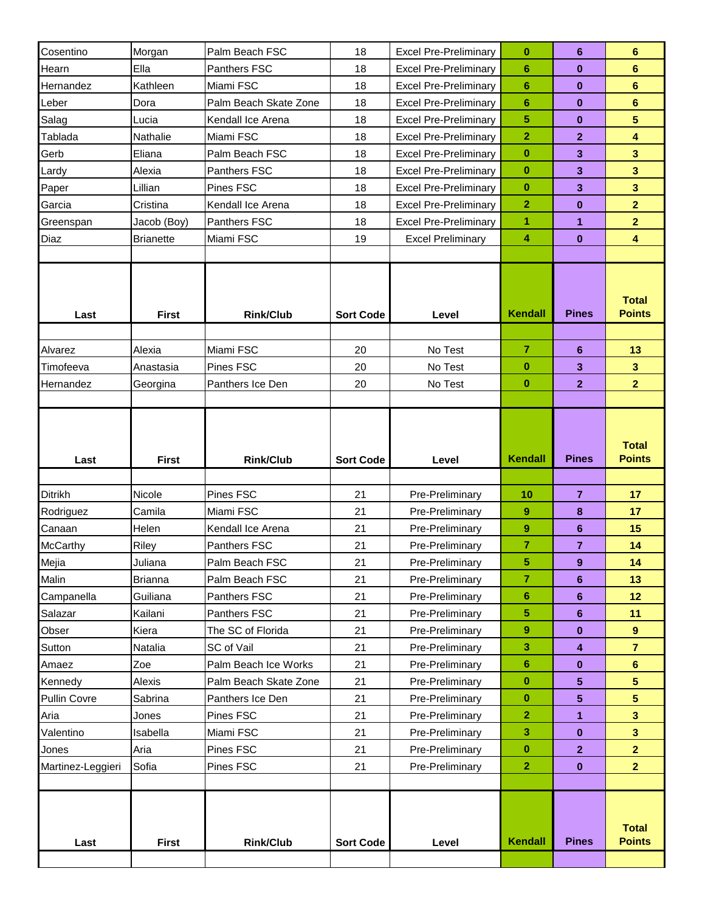| Last | First | Rink/Club | Sort Code | Level | Kendall | Pines | Total Points |
|---|---|---|---|---|---|---|---|
| Cosentino | Morgan | Palm Beach FSC | 18 | Excel Pre-Preliminary | 0 | 6 | 6 |
| Hearn | Ella | Panthers FSC | 18 | Excel Pre-Preliminary | 6 | 0 | 6 |
| Hernandez | Kathleen | Miami FSC | 18 | Excel Pre-Preliminary | 6 | 0 | 6 |
| Leber | Dora | Palm Beach Skate Zone | 18 | Excel Pre-Preliminary | 6 | 0 | 6 |
| Salag | Lucia | Kendall Ice Arena | 18 | Excel Pre-Preliminary | 5 | 0 | 5 |
| Tablada | Nathalie | Miami FSC | 18 | Excel Pre-Preliminary | 2 | 2 | 4 |
| Gerb | Eliana | Palm Beach FSC | 18 | Excel Pre-Preliminary | 0 | 3 | 3 |
| Lardy | Alexia | Panthers FSC | 18 | Excel Pre-Preliminary | 0 | 3 | 3 |
| Paper | Lillian | Pines FSC | 18 | Excel Pre-Preliminary | 0 | 3 | 3 |
| Garcia | Cristina | Kendall Ice Arena | 18 | Excel Pre-Preliminary | 2 | 0 | 2 |
| Greenspan | Jacob (Boy) | Panthers FSC | 18 | Excel Pre-Preliminary | 1 | 1 | 2 |
| Diaz | Brianette | Miami FSC | 19 | Excel Preliminary | 4 | 0 | 4 |

| Last | First | Rink/Club | Sort Code | Level | Kendall | Pines | Total Points |
|---|---|---|---|---|---|---|---|
| Alvarez | Alexia | Miami FSC | 20 | No Test | 7 | 6 | 13 |
| Timofeeva | Anastasia | Pines FSC | 20 | No Test | 0 | 3 | 3 |
| Hernandez | Georgina | Panthers Ice Den | 20 | No Test | 0 | 2 | 2 |

| Last | First | Rink/Club | Sort Code | Level | Kendall | Pines | Total Points |
|---|---|---|---|---|---|---|---|
| Ditrikh | Nicole | Pines FSC | 21 | Pre-Preliminary | 10 | 7 | 17 |
| Rodriguez | Camila | Miami FSC | 21 | Pre-Preliminary | 9 | 8 | 17 |
| Canaan | Helen | Kendall Ice Arena | 21 | Pre-Preliminary | 9 | 6 | 15 |
| McCarthy | Riley | Panthers FSC | 21 | Pre-Preliminary | 7 | 7 | 14 |
| Mejia | Juliana | Palm Beach FSC | 21 | Pre-Preliminary | 5 | 9 | 14 |
| Malin | Brianna | Palm Beach FSC | 21 | Pre-Preliminary | 7 | 6 | 13 |
| Campanella | Guiliana | Panthers FSC | 21 | Pre-Preliminary | 6 | 6 | 12 |
| Salazar | Kailani | Panthers FSC | 21 | Pre-Preliminary | 5 | 6 | 11 |
| Obser | Kiera | The SC of Florida | 21 | Pre-Preliminary | 9 | 0 | 9 |
| Sutton | Natalia | SC of Vail | 21 | Pre-Preliminary | 3 | 4 | 7 |
| Amaez | Zoe | Palm Beach Ice Works | 21 | Pre-Preliminary | 6 | 0 | 6 |
| Kennedy | Alexis | Palm Beach Skate Zone | 21 | Pre-Preliminary | 0 | 5 | 5 |
| Pullin Covre | Sabrina | Panthers Ice Den | 21 | Pre-Preliminary | 0 | 5 | 5 |
| Aria | Jones | Pines FSC | 21 | Pre-Preliminary | 2 | 1 | 3 |
| Valentino | Isabella | Miami FSC | 21 | Pre-Preliminary | 3 | 0 | 3 |
| Jones | Aria | Pines FSC | 21 | Pre-Preliminary | 0 | 2 | 2 |
| Martinez-Leggieri | Sofia | Pines FSC | 21 | Pre-Preliminary | 2 | 0 | 2 |

| Last | First | Rink/Club | Sort Code | Level | Kendall | Pines | Total Points |
|---|---|---|---|---|---|---|---|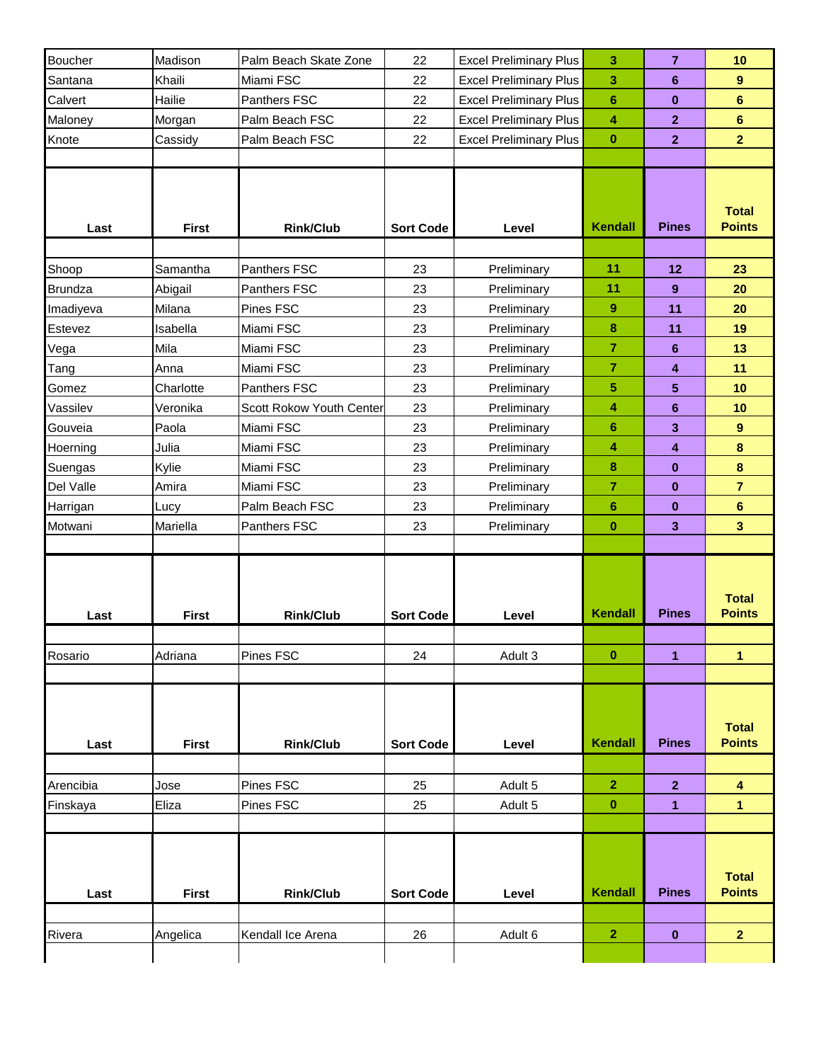| Boucher | Madison | Palm Beach Skate Zone | 22 | Excel Preliminary Plus | 3 | 7 | 10 |
|---|---|---|---|---|---|---|---|
| Santana | Khaili | Miami FSC | 22 | Excel Preliminary Plus | 3 | 6 | 9 |
| Calvert | Hailie | Panthers FSC | 22 | Excel Preliminary Plus | 6 | 0 | 6 |
| Maloney | Morgan | Palm Beach FSC | 22 | Excel Preliminary Plus | 4 | 2 | 6 |
| Knote | Cassidy | Palm Beach FSC | 22 | Excel Preliminary Plus | 0 | 2 | 2 |

| Last | First | Rink/Club | Sort Code | Level | Kendall | Pines | Total Points |
|---|---|---|---|---|---|---|---|
| Shoop | Samantha | Panthers FSC | 23 | Preliminary | 11 | 12 | 23 |
| Brundza | Abigail | Panthers FSC | 23 | Preliminary | 11 | 9 | 20 |
| Imadiyeva | Milana | Pines FSC | 23 | Preliminary | 9 | 11 | 20 |
| Estevez | Isabella | Miami FSC | 23 | Preliminary | 8 | 11 | 19 |
| Vega | Mila | Miami FSC | 23 | Preliminary | 7 | 6 | 13 |
| Tang | Anna | Miami FSC | 23 | Preliminary | 7 | 4 | 11 |
| Gomez | Charlotte | Panthers FSC | 23 | Preliminary | 5 | 5 | 10 |
| Vassilev | Veronika | Scott Rokow Youth Center | 23 | Preliminary | 4 | 6 | 10 |
| Gouveia | Paola | Miami FSC | 23 | Preliminary | 6 | 3 | 9 |
| Hoerning | Julia | Miami FSC | 23 | Preliminary | 4 | 4 | 8 |
| Suengas | Kylie | Miami FSC | 23 | Preliminary | 8 | 0 | 8 |
| Del Valle | Amira | Miami FSC | 23 | Preliminary | 7 | 0 | 7 |
| Harrigan | Lucy | Palm Beach FSC | 23 | Preliminary | 6 | 0 | 6 |
| Motwani | Mariella | Panthers FSC | 23 | Preliminary | 0 | 3 | 3 |

| Last | First | Rink/Club | Sort Code | Level | Kendall | Pines | Total Points |
|---|---|---|---|---|---|---|---|
| Rosario | Adriana | Pines FSC | 24 | Adult 3 | 0 | 1 | 1 |

| Last | First | Rink/Club | Sort Code | Level | Kendall | Pines | Total Points |
|---|---|---|---|---|---|---|---|
| Arencibia | Jose | Pines FSC | 25 | Adult 5 | 2 | 2 | 4 |
| Finskaya | Eliza | Pines FSC | 25 | Adult 5 | 0 | 1 | 1 |

| Last | First | Rink/Club | Sort Code | Level | Kendall | Pines | Total Points |
|---|---|---|---|---|---|---|---|
| Rivera | Angelica | Kendall Ice Arena | 26 | Adult 6 | 2 | 0 | 2 |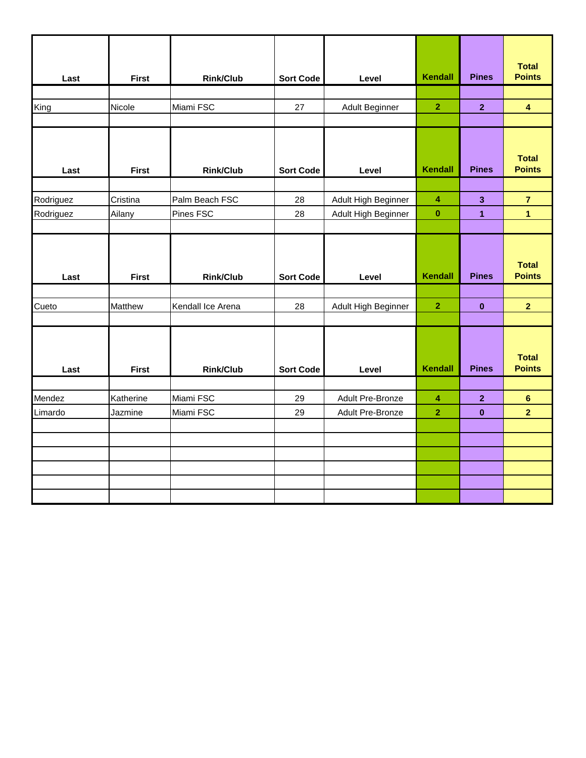| Last | First | Rink/Club | Sort Code | Level | Kendall | Pines | Total Points |
| --- | --- | --- | --- | --- | --- | --- | --- |
| | | | | | | | |
| King | Nicole | Miami FSC | 27 | Adult Beginner | **2** | **2** | **4** |
| | | | | | | | |

| Last | First | Rink/Club | Sort Code | Level | Kendall | Pines | Total Points |
| --- | --- | --- | --- | --- | --- | --- | --- |
| | | | | | | | |
| Rodriguez | Cristina | Palm Beach FSC | 28 | Adult High Beginner | **4** | **3** | **7** |
| Rodriguez | Ailany | Pines FSC | 28 | Adult High Beginner | **0** | **1** | **1** |
| | | | | | | | |

| Last | First | Rink/Club | Sort Code | Level | Kendall | Pines | Total Points |
| --- | --- | --- | --- | --- | --- | --- | --- |
| | | | | | | | |
| Cueto | Matthew | Kendall Ice Arena | 28 | Adult High Beginner | **2** | **0** | **2** |
| | | | | | | | |

| Last | First | Rink/Club | Sort Code | Level | Kendall | Pines | Total Points |
| --- | --- | --- | --- | --- | --- | --- | --- |
| | | | | | | | |
| Mendez | Katherine | Miami FSC | 29 | Adult Pre-Bronze | **4** | **2** | **6** |
| Limardo | Jazmine | Miami FSC | 29 | Adult Pre-Bronze | **2** | **0** | **2** |
| | | | | | | | |
| | | | | | | | |
| | | | | | | | |
| | | | | | | | |
| | | | | | | | |
| | | | | | | | |